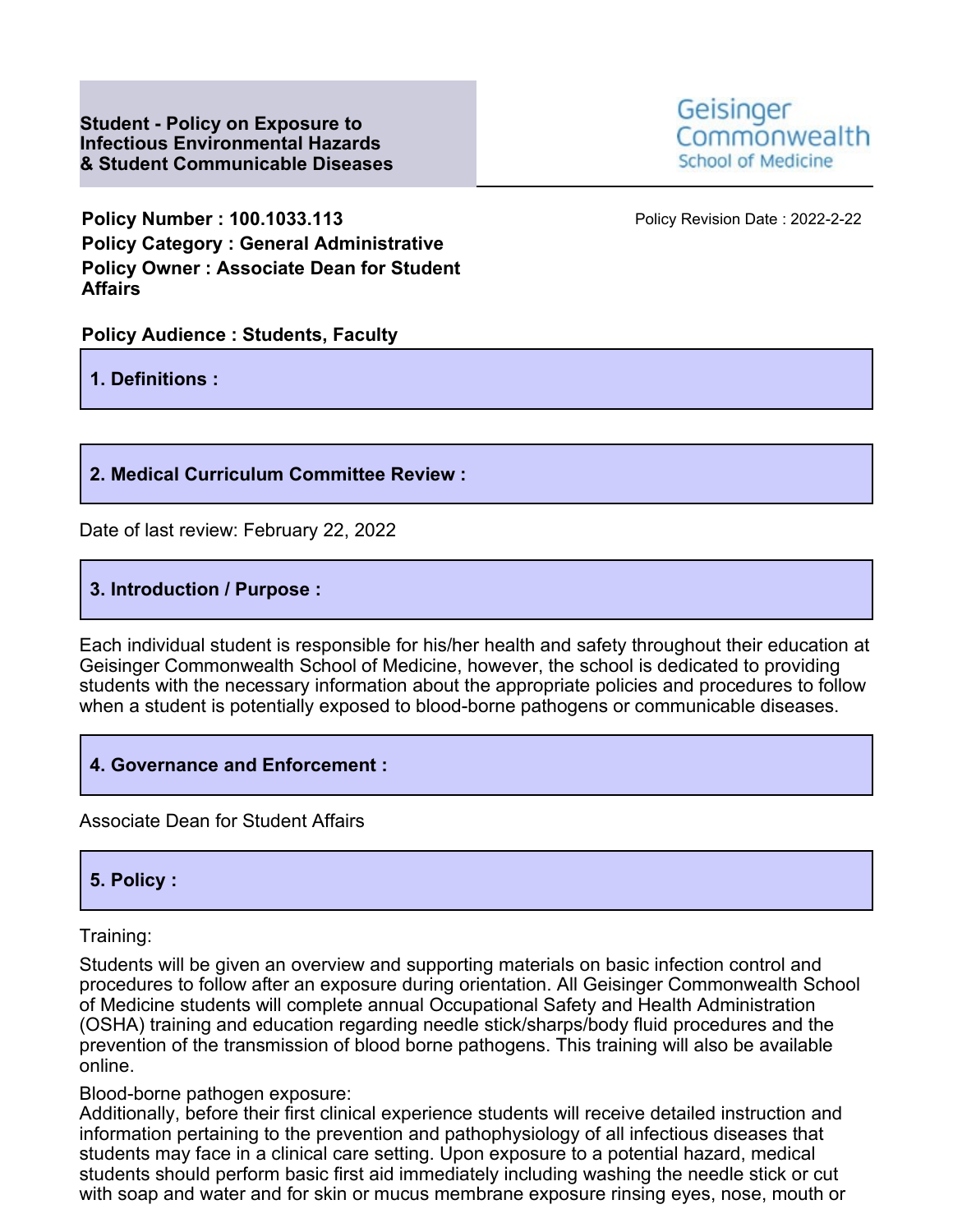# Student - Policy on Exposure to Infectious Environmental Hazards & Student Communicable Diseases

Geisinger Commonwealth School of Medicine

**Policy Number : 100.1033.113**
**Policy Category : General Administrative**
**Policy Owner : Associate Dean for Student Affairs**

Policy Revision Date : 2022-2-22

**Policy Audience : Students, Faculty**

## 1. Definitions :

## 2. Medical Curriculum Committee Review :

Date of last review: February 22, 2022

## 3. Introduction / Purpose :

Each individual student is responsible for his/her health and safety throughout their education at Geisinger Commonwealth School of Medicine, however, the school is dedicated to providing students with the necessary information about the appropriate policies and procedures to follow when a student is potentially exposed to blood-borne pathogens or communicable diseases.

## 4. Governance and Enforcement :

Associate Dean for Student Affairs

## 5. Policy :

Training:

Students will be given an overview and supporting materials on basic infection control and procedures to follow after an exposure during orientation. All Geisinger Commonwealth School of Medicine students will complete annual Occupational Safety and Health Administration (OSHA) training and education regarding needle stick/sharps/body fluid procedures and the prevention of the transmission of blood borne pathogens. This training will also be available online.

Blood-borne pathogen exposure:
Additionally, before their first clinical experience students will receive detailed instruction and information pertaining to the prevention and pathophysiology of all infectious diseases that students may face in a clinical care setting. Upon exposure to a potential hazard, medical students should perform basic first aid immediately including washing the needle stick or cut with soap and water and for skin or mucus membrane exposure rinsing eyes, nose, mouth or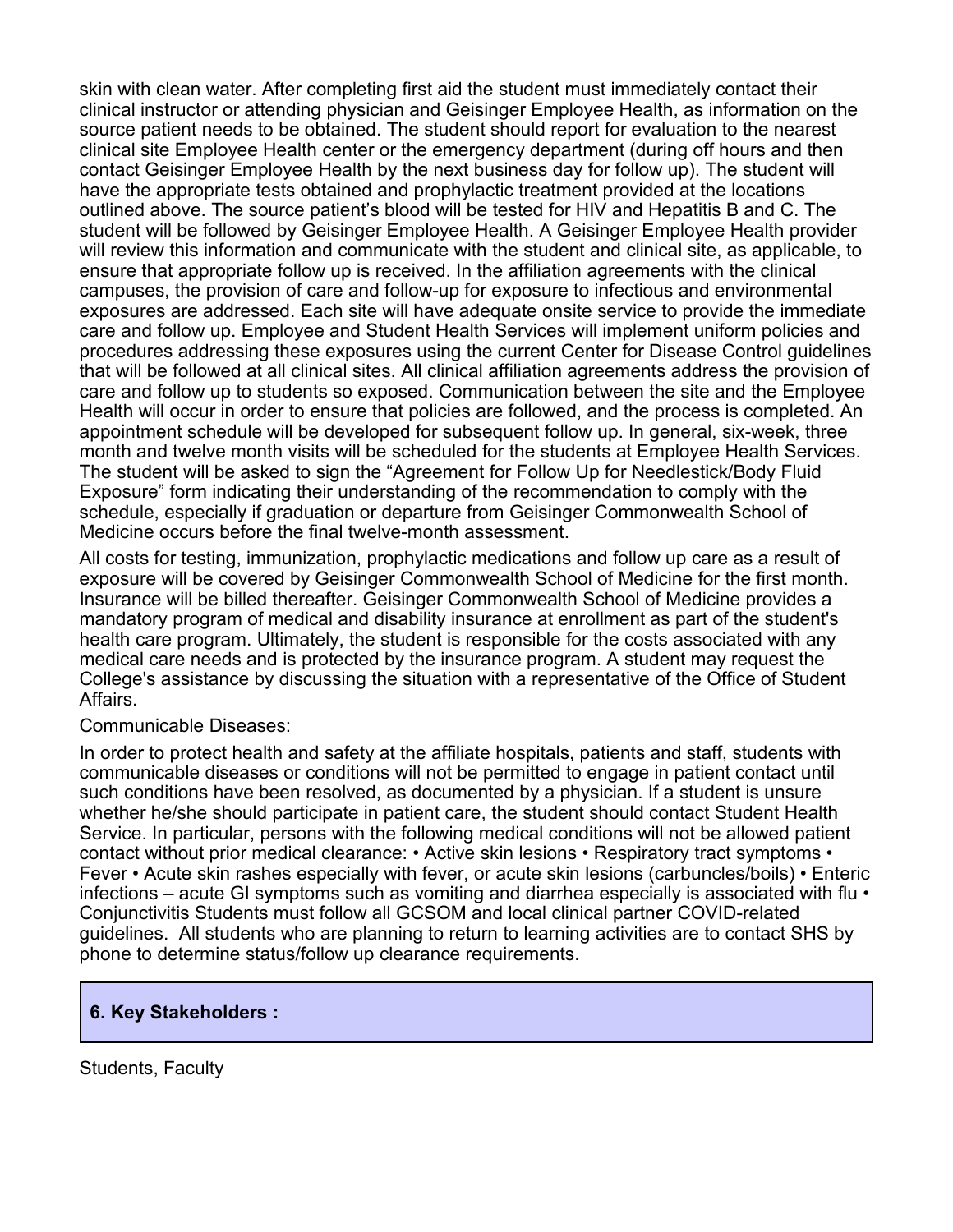skin with clean water. After completing first aid the student must immediately contact their clinical instructor or attending physician and Geisinger Employee Health, as information on the source patient needs to be obtained. The student should report for evaluation to the nearest clinical site Employee Health center or the emergency department (during off hours and then contact Geisinger Employee Health by the next business day for follow up). The student will have the appropriate tests obtained and prophylactic treatment provided at the locations outlined above. The source patient's blood will be tested for HIV and Hepatitis B and C. The student will be followed by Geisinger Employee Health. A Geisinger Employee Health provider will review this information and communicate with the student and clinical site, as applicable, to ensure that appropriate follow up is received. In the affiliation agreements with the clinical campuses, the provision of care and follow-up for exposure to infectious and environmental exposures are addressed. Each site will have adequate onsite service to provide the immediate care and follow up. Employee and Student Health Services will implement uniform policies and procedures addressing these exposures using the current Center for Disease Control guidelines that will be followed at all clinical sites. All clinical affiliation agreements address the provision of care and follow up to students so exposed. Communication between the site and the Employee Health will occur in order to ensure that policies are followed, and the process is completed. An appointment schedule will be developed for subsequent follow up. In general, six-week, three month and twelve month visits will be scheduled for the students at Employee Health Services. The student will be asked to sign the "Agreement for Follow Up for Needlestick/Body Fluid Exposure" form indicating their understanding of the recommendation to comply with the schedule, especially if graduation or departure from Geisinger Commonwealth School of Medicine occurs before the final twelve-month assessment.

All costs for testing, immunization, prophylactic medications and follow up care as a result of exposure will be covered by Geisinger Commonwealth School of Medicine for the first month. Insurance will be billed thereafter. Geisinger Commonwealth School of Medicine provides a mandatory program of medical and disability insurance at enrollment as part of the student's health care program. Ultimately, the student is responsible for the costs associated with any medical care needs and is protected by the insurance program. A student may request the College's assistance by discussing the situation with a representative of the Office of Student Affairs.

Communicable Diseases:

In order to protect health and safety at the affiliate hospitals, patients and staff, students with communicable diseases or conditions will not be permitted to engage in patient contact until such conditions have been resolved, as documented by a physician. If a student is unsure whether he/she should participate in patient care, the student should contact Student Health Service. In particular, persons with the following medical conditions will not be allowed patient contact without prior medical clearance: • Active skin lesions • Respiratory tract symptoms • Fever • Acute skin rashes especially with fever, or acute skin lesions (carbuncles/boils) • Enteric infections – acute GI symptoms such as vomiting and diarrhea especially is associated with flu • Conjunctivitis Students must follow all GCSOM and local clinical partner COVID-related guidelines. All students who are planning to return to learning activities are to contact SHS by phone to determine status/follow up clearance requirements.

## 6. Key Stakeholders :

Students, Faculty